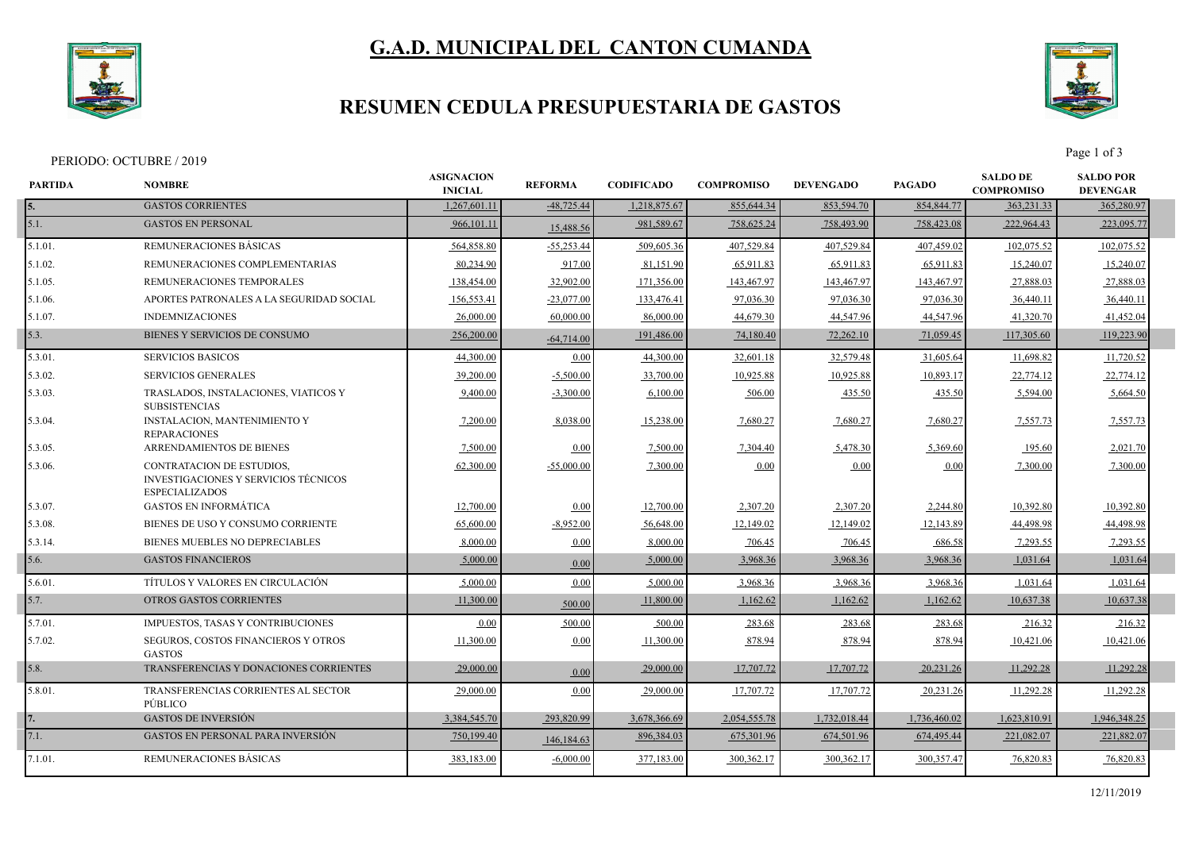# G.A.D. MUNICIPAL DEL CANTON CUMANDA

## RESUMEN CEDULA PRESUPUESTARIA DE GASTOS

PERIODO: OCTUBRE / 2019

| PARTIDA | NOMBRE | ASIGNACION INICIAL | REFORMA | CODIFICADO | COMPROMISO | DEVENGADO | PAGADO | SALDO DE COMPROMISO | SALDO POR DEVENGAR |
|---|---|---|---|---|---|---|---|---|---|
| 5. | GASTOS CORRIENTES | 1,267,601.11 | -48,725.44 | 1,218,875.67 | 855,644.34 | 853,594.70 | 854,844.77 | 363,231.33 | 365,280.97 |
| 5.1. | GASTOS EN PERSONAL | 966,101.11 | 15,488.56 | 981,589.67 | 758,625.24 | 758,493.90 | 758,423.08 | 222,964.43 | 223,095.77 |
| 5.1.01. | REMUNERACIONES BÁSICAS | 564,858.80 | -55,253.44 | 509,605.36 | 407,529.84 | 407,529.84 | 407,459.02 | 102,075.52 | 102,075.52 |
| 5.1.02. | REMUNERACIONES COMPLEMENTARIAS | 80,234.90 | 917.00 | 81,151.90 | 65,911.83 | 65,911.83 | 65,911.83 | 15,240.07 | 15,240.07 |
| 5.1.05. | REMUNERACIONES TEMPORALES | 138,454.00 | 32,902.00 | 171,356.00 | 143,467.97 | 143,467.97 | 143,467.97 | 27,888.03 | 27,888.03 |
| 5.1.06. | APORTES PATRONALES A LA SEGURIDAD SOCIAL | 156,553.41 | -23,077.00 | 133,476.41 | 97,036.30 | 97,036.30 | 97,036.30 | 36,440.11 | 36,440.11 |
| 5.1.07. | INDEMNIZACIONES | 26,000.00 | 60,000.00 | 86,000.00 | 44,679.30 | 44,547.96 | 44,547.96 | 41,320.70 | 41,452.04 |
| 5.3. | BIENES Y SERVICIOS DE CONSUMO | 256,200.00 | -64,714.00 | 191,486.00 | 74,180.40 | 72,262.10 | 71,059.45 | 117,305.60 | 119,223.90 |
| 5.3.01. | SERVICIOS BASICOS | 44,300.00 | 0.00 | 44,300.00 | 32,601.18 | 32,579.48 | 31,605.64 | 11,698.82 | 11,720.52 |
| 5.3.02. | SERVICIOS GENERALES | 39,200.00 | -5,500.00 | 33,700.00 | 10,925.88 | 10,925.88 | 10,893.17 | 22,774.12 | 22,774.12 |
| 5.3.03. | TRASLADOS, INSTALACIONES, VIATICOS Y SUBSISTENCIAS | 9,400.00 | -3,300.00 | 6,100.00 | 506.00 | 435.50 | 435.50 | 5,594.00 | 5,664.50 |
| 5.3.04. | INSTALACION, MANTENIMIENTO Y REPARACIONES | 7,200.00 | 8,038.00 | 15,238.00 | 7,680.27 | 7,680.27 | 7,680.27 | 7,557.73 | 7,557.73 |
| 5.3.05. | ARRENDAMIENTOS DE BIENES | 7,500.00 | 0.00 | 7,500.00 | 7,304.40 | 5,478.30 | 5,369.60 | 195.60 | 2,021.70 |
| 5.3.06. | CONTRATACION DE ESTUDIOS, INVESTIGACIONES Y SERVICIOS TÉCNICOS ESPECIALIZADOS | 62,300.00 | -55,000.00 | 7,300.00 | 0.00 | 0.00 | 0.00 | 7,300.00 | 7,300.00 |
| 5.3.07. | GASTOS EN INFORMÁTICA | 12,700.00 | 0.00 | 12,700.00 | 2,307.20 | 2,307.20 | 2,244.80 | 10,392.80 | 10,392.80 |
| 5.3.08. | BIENES DE USO Y CONSUMO CORRIENTE | 65,600.00 | -8,952.00 | 56,648.00 | 12,149.02 | 12,149.02 | 12,143.89 | 44,498.98 | 44,498.98 |
| 5.3.14. | BIENES MUEBLES NO DEPRECIABLES | 8,000.00 | 0.00 | 8,000.00 | 706.45 | 706.45 | 686.58 | 7,293.55 | 7,293.55 |
| 5.6. | GASTOS FINANCIEROS | 5,000.00 | 0.00 | 5,000.00 | 3,968.36 | 3,968.36 | 3,968.36 | 1,031.64 | 1,031.64 |
| 5.6.01. | TÍTULOS Y VALORES EN CIRCULACIÓN | 5,000.00 | 0.00 | 5,000.00 | 3,968.36 | 3,968.36 | 3,968.36 | 1,031.64 | 1,031.64 |
| 5.7. | OTROS GASTOS CORRIENTES | 11,300.00 | 500.00 | 11,800.00 | 1,162.62 | 1,162.62 | 1,162.62 | 10,637.38 | 10,637.38 |
| 5.7.01. | IMPUESTOS, TASAS Y CONTRIBUCIONES | 0.00 | 500.00 | 500.00 | 283.68 | 283.68 | 283.68 | 216.32 | 216.32 |
| 5.7.02. | SEGUROS, COSTOS FINANCIEROS Y OTROS GASTOS | 11,300.00 | 0.00 | 11,300.00 | 878.94 | 878.94 | 878.94 | 10,421.06 | 10,421.06 |
| 5.8. | TRANSFERENCIAS Y DONACIONES CORRIENTES | 29,000.00 | 0.00 | 29,000.00 | 17,707.72 | 17,707.72 | 20,231.26 | 11,292.28 | 11,292.28 |
| 5.8.01. | TRANSFERENCIAS CORRIENTES AL SECTOR PÚBLICO | 29,000.00 | 0.00 | 29,000.00 | 17,707.72 | 17,707.72 | 20,231.26 | 11,292.28 | 11,292.28 |
| 7. | GASTOS DE INVERSIÓN | 3,384,545.70 | 293,820.99 | 3,678,366.69 | 2,054,555.78 | 1,732,018.44 | 1,736,460.02 | 1,623,810.91 | 1,946,348.25 |
| 7.1. | GASTOS EN PERSONAL PARA INVERSIÓN | 750,199.40 | 146,184.63 | 896,384.03 | 675,301.96 | 674,501.96 | 674,495.44 | 221,082.07 | 221,882.07 |
| 7.1.01. | REMUNERACIONES BÁSICAS | 383,183.00 | -6,000.00 | 377,183.00 | 300,362.17 | 300,362.17 | 300,357.47 | 76,820.83 | 76,820.83 |

12/11/2019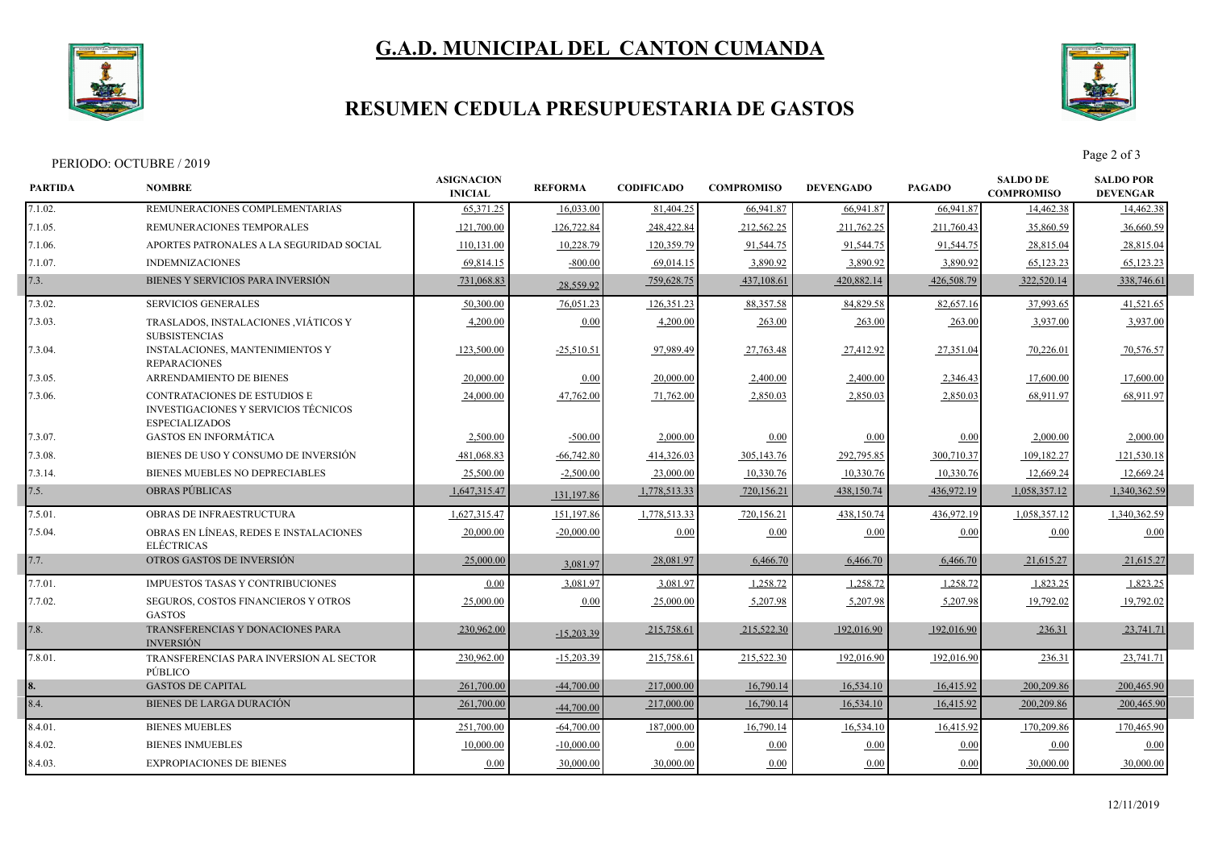# G.A.D. MUNICIPAL DEL CANTON CUMANDA

## RESUMEN CEDULA PRESUPUESTARIA DE GASTOS

PERIODO: OCTUBRE / 2019

| PARTIDA | NOMBRE | ASIGNACION INICIAL | REFORMA | CODIFICADO | COMPROMISO | DEVENGADO | PAGADO | SALDO DE COMPROMISO | SALDO POR DEVENGAR |
|---|---|---|---|---|---|---|---|---|---|
| 7.1.02. | REMUNERACIONES COMPLEMENTARIAS | 65,371.25 | 16,033.00 | 81,404.25 | 66,941.87 | 66,941.87 | 66,941.87 | 14,462.38 | 14,462.38 |
| 7.1.05. | REMUNERACIONES TEMPORALES | 121,700.00 | 126,722.84 | 248,422.84 | 212,562.25 | 211,762.25 | 211,760.43 | 35,860.59 | 36,660.59 |
| 7.1.06. | APORTES PATRONALES A LA SEGURIDAD SOCIAL | 110,131.00 | 10,228.79 | 120,359.79 | 91,544.75 | 91,544.75 | 91,544.75 | 28,815.04 | 28,815.04 |
| 7.1.07. | INDEMNIZACIONES | 69,814.15 | -800.00 | 69,014.15 | 3,890.92 | 3,890.92 | 3,890.92 | 65,123.23 | 65,123.23 |
| 7.3. | BIENES Y SERVICIOS PARA INVERSIÓN | 731,068.83 | 28,559.92 | 759,628.75 | 437,108.61 | 420,882.14 | 426,508.79 | 322,520.14 | 338,746.61 |
| 7.3.02. | SERVICIOS GENERALES | 50,300.00 | 76,051.23 | 126,351.23 | 88,357.58 | 84,829.58 | 82,657.16 | 37,993.65 | 41,521.65 |
| 7.3.03. | TRASLADOS, INSTALACIONES ,VIÁTICOS Y SUBSISTENCIAS | 4,200.00 | 0.00 | 4,200.00 | 263.00 | 263.00 | 263.00 | 3,937.00 | 3,937.00 |
| 7.3.04. | INSTALACIONES, MANTENIMIENTOS Y REPARACIONES | 123,500.00 | -25,510.51 | 97,989.49 | 27,763.48 | 27,412.92 | 27,351.04 | 70,226.01 | 70,576.57 |
| 7.3.05. | ARRENDAMIENTO DE BIENES | 20,000.00 | 0.00 | 20,000.00 | 2,400.00 | 2,400.00 | 2,346.43 | 17,600.00 | 17,600.00 |
| 7.3.06. | CONTRATACIONES DE ESTUDIOS E INVESTIGACIONES Y SERVICIOS TÉCNICOS ESPECIALIZADOS | 24,000.00 | 47,762.00 | 71,762.00 | 2,850.03 | 2,850.03 | 2,850.03 | 68,911.97 | 68,911.97 |
| 7.3.07. | GASTOS EN INFORMÁTICA | 2,500.00 | -500.00 | 2,000.00 | 0.00 | 0.00 | 0.00 | 2,000.00 | 2,000.00 |
| 7.3.08. | BIENES DE USO Y CONSUMO DE INVERSIÓN | 481,068.83 | -66,742.80 | 414,326.03 | 305,143.76 | 292,795.85 | 300,710.37 | 109,182.27 | 121,530.18 |
| 7.3.14. | BIENES MUEBLES NO DEPRECIABLES | 25,500.00 | -2,500.00 | 23,000.00 | 10,330.76 | 10,330.76 | 10,330.76 | 12,669.24 | 12,669.24 |
| 7.5. | OBRAS PÚBLICAS | 1,647,315.47 | 131,197.86 | 1,778,513.33 | 720,156.21 | 438,150.74 | 436,972.19 | 1,058,357.12 | 1,340,362.59 |
| 7.5.01. | OBRAS DE INFRAESTRUCTURA | 1,627,315.47 | 151,197.86 | 1,778,513.33 | 720,156.21 | 438,150.74 | 436,972.19 | 1,058,357.12 | 1,340,362.59 |
| 7.5.04. | OBRAS EN LÍNEAS, REDES E INSTALACIONES ELÉCTRICAS | 20,000.00 | -20,000.00 | 0.00 | 0.00 | 0.00 | 0.00 | 0.00 | 0.00 |
| 7.7. | OTROS GASTOS DE INVERSIÓN | 25,000.00 | 3,081.97 | 28,081.97 | 6,466.70 | 6,466.70 | 6,466.70 | 21,615.27 | 21,615.27 |
| 7.7.01. | IMPUESTOS TASAS Y CONTRIBUCIONES | 0.00 | 3,081.97 | 3,081.97 | 1,258.72 | 1,258.72 | 1,258.72 | 1,823.25 | 1,823.25 |
| 7.7.02. | SEGUROS, COSTOS FINANCIEROS Y OTROS GASTOS | 25,000.00 | 0.00 | 25,000.00 | 5,207.98 | 5,207.98 | 5,207.98 | 19,792.02 | 19,792.02 |
| 7.8. | TRANSFERENCIAS Y DONACIONES PARA INVERSIÓN | 230,962.00 | -15,203.39 | 215,758.61 | 215,522.30 | 192,016.90 | 192,016.90 | 236.31 | 23,741.71 |
| 7.8.01. | TRANSFERENCIAS PARA INVERSION AL SECTOR PÚBLICO | 230,962.00 | -15,203.39 | 215,758.61 | 215,522.30 | 192,016.90 | 192,016.90 | 236.31 | 23,741.71 |
| 8. | GASTOS DE CAPITAL | 261,700.00 | -44,700.00 | 217,000.00 | 16,790.14 | 16,534.10 | 16,415.92 | 200,209.86 | 200,465.90 |
| 8.4. | BIENES DE LARGA DURACIÓN | 261,700.00 | -44,700.00 | 217,000.00 | 16,790.14 | 16,534.10 | 16,415.92 | 200,209.86 | 200,465.90 |
| 8.4.01. | BIENES MUEBLES | 251,700.00 | -64,700.00 | 187,000.00 | 16,790.14 | 16,534.10 | 16,415.92 | 170,209.86 | 170,465.90 |
| 8.4.02. | BIENES INMUEBLES | 10,000.00 | -10,000.00 | 0.00 | 0.00 | 0.00 | 0.00 | 0.00 | 0.00 |
| 8.4.03. | EXPROPIACIONES DE BIENES | 0.00 | 30,000.00 | 30,000.00 | 0.00 | 0.00 | 0.00 | 30,000.00 | 30,000.00 |

12/11/2019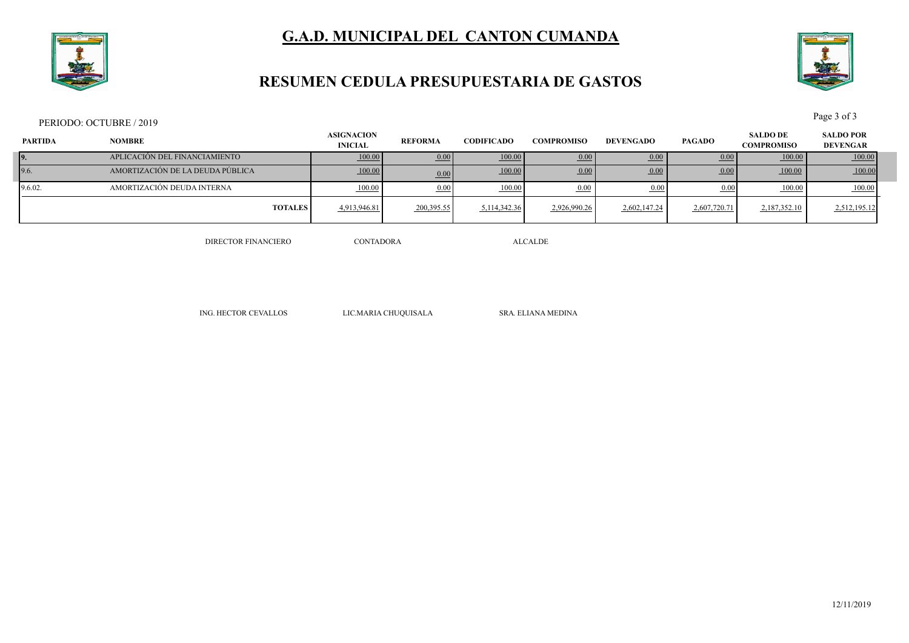# G.A.D. MUNICIPAL DEL CANTON CUMANDA

## RESUMEN CEDULA PRESUPUESTARIA DE GASTOS

PERIODO: OCTUBRE / 2019

| PARTIDA | NOMBRE | ASIGNACION INICIAL | REFORMA | CODIFICADO | COMPROMISO | DEVENGADO | PAGADO | SALDO DE COMPROMISO | SALDO POR DEVENGAR |
|---|---|---|---|---|---|---|---|---|---|
| 9. | APLICACIÓN DEL FINANCIAMIENTO | 100.00 | 0.00 | 100.00 | 0.00 | 0.00 | 0.00 | 100.00 | 100.00 |
| 9.6. | AMORTIZACIÓN DE LA DEUDA PÚBLICA | 100.00 | 0.00 | 100.00 | 0.00 | 0.00 | 0.00 | 100.00 | 100.00 |
| 9.6.02. | AMORTIZACIÓN DEUDA INTERNA | 100.00 | 0.00 | 100.00 | 0.00 | 0.00 | 0.00 | 100.00 | 100.00 |
| | **TOTALES** | 4,913,946.81 | 200,395.55 | 5,114,342.36 | 2,926,990.26 | 2,602,147.24 | 2,607,720.71 | 2,187,352.10 | 2,512,195.12 |

DIRECTOR FINANCIERO — CONTADORA — ALCALDE

ING. HECTOR CEVALLOS — LIC.MARIA CHUQUISALA — SRA. ELIANA MEDINA

12/11/2019